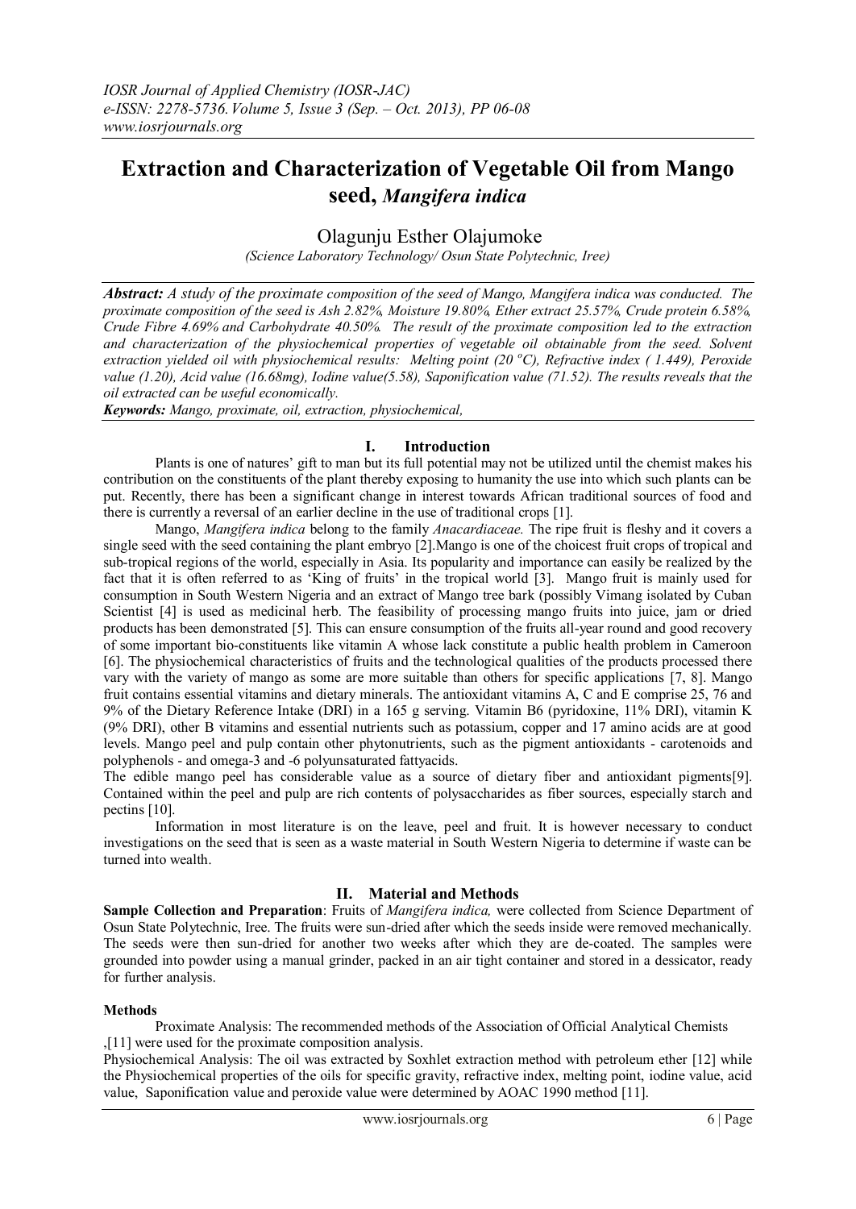# Extraction and Characterization of Vegetable Oil from Mango seed, *Mangifera indica*

Olagunju Esther Olajumoke

*(Science Laboratory Technology/ Osun State Polytechnic, Iree)*

***Abstract:*** *A study of the proximate composition of the seed of Mango, Mangifera indica was conducted. The proximate composition of the seed is Ash 2.82%, Moisture 19.80%, Ether extract 25.57%, Crude protein 6.58%, Crude Fibre 4.69% and Carbohydrate 40.50%. The result of the proximate composition led to the extraction and characterization of the physiochemical properties of vegetable oil obtainable from the seed. Solvent extraction yielded oil with physiochemical results: Melting point (20 °C), Refractive index ( 1.449), Peroxide value (1.20), Acid value (16.68mg), Iodine value(5.58), Saponification value (71.52). The results reveals that the oil extracted can be useful economically.*

***Keywords:*** *Mango, proximate, oil, extraction, physiochemical,*

## I. Introduction

Plants is one of natures' gift to man but its full potential may not be utilized until the chemist makes his contribution on the constituents of the plant thereby exposing to humanity the use into which such plants can be put. Recently, there has been a significant change in interest towards African traditional sources of food and there is currently a reversal of an earlier decline in the use of traditional crops [1].

Mango, *Mangifera indica* belong to the family *Anacardiaceae.* The ripe fruit is fleshy and it covers a single seed with the seed containing the plant embryo [2].Mango is one of the choicest fruit crops of tropical and sub-tropical regions of the world, especially in Asia. Its popularity and importance can easily be realized by the fact that it is often referred to as 'King of fruits' in the tropical world [3]. Mango fruit is mainly used for consumption in South Western Nigeria and an extract of Mango tree bark (possibly Vimang isolated by Cuban Scientist [4] is used as medicinal herb. The feasibility of processing mango fruits into juice, jam or dried products has been demonstrated [5]. This can ensure consumption of the fruits all-year round and good recovery of some important bio-constituents like vitamin A whose lack constitute a public health problem in Cameroon [6]. The physiochemical characteristics of fruits and the technological qualities of the products processed there vary with the variety of mango as some are more suitable than others for specific applications [7, 8]. Mango fruit contains essential vitamins and dietary minerals. The antioxidant vitamins A, C and E comprise 25, 76 and 9% of the Dietary Reference Intake (DRI) in a 165 g serving. Vitamin B6 (pyridoxine, 11% DRI), vitamin K (9% DRI), other B vitamins and essential nutrients such as potassium, copper and 17 amino acids are at good levels. Mango peel and pulp contain other phytonutrients, such as the pigment antioxidants - carotenoids and polyphenols - and omega-3 and -6 polyunsaturated fattyacids.

The edible mango peel has considerable value as a source of dietary fiber and antioxidant pigments[9]. Contained within the peel and pulp are rich contents of polysaccharides as fiber sources, especially starch and pectins [10].

Information in most literature is on the leave, peel and fruit. It is however necessary to conduct investigations on the seed that is seen as a waste material in South Western Nigeria to determine if waste can be turned into wealth.

## II. Material and Methods

**Sample Collection and Preparation**: Fruits of *Mangifera indica,* were collected from Science Department of Osun State Polytechnic, Iree. The fruits were sun-dried after which the seeds inside were removed mechanically. The seeds were then sun-dried for another two weeks after which they are de-coated. The samples were grounded into powder using a manual grinder, packed in an air tight container and stored in a dessicator, ready for further analysis.

**Methods**

Proximate Analysis: The recommended methods of the Association of Official Analytical Chemists ,[11] were used for the proximate composition analysis.

Physiochemical Analysis: The oil was extracted by Soxhlet extraction method with petroleum ether [12] while the Physiochemical properties of the oils for specific gravity, refractive index, melting point, iodine value, acid value, Saponification value and peroxide value were determined by AOAC 1990 method [11].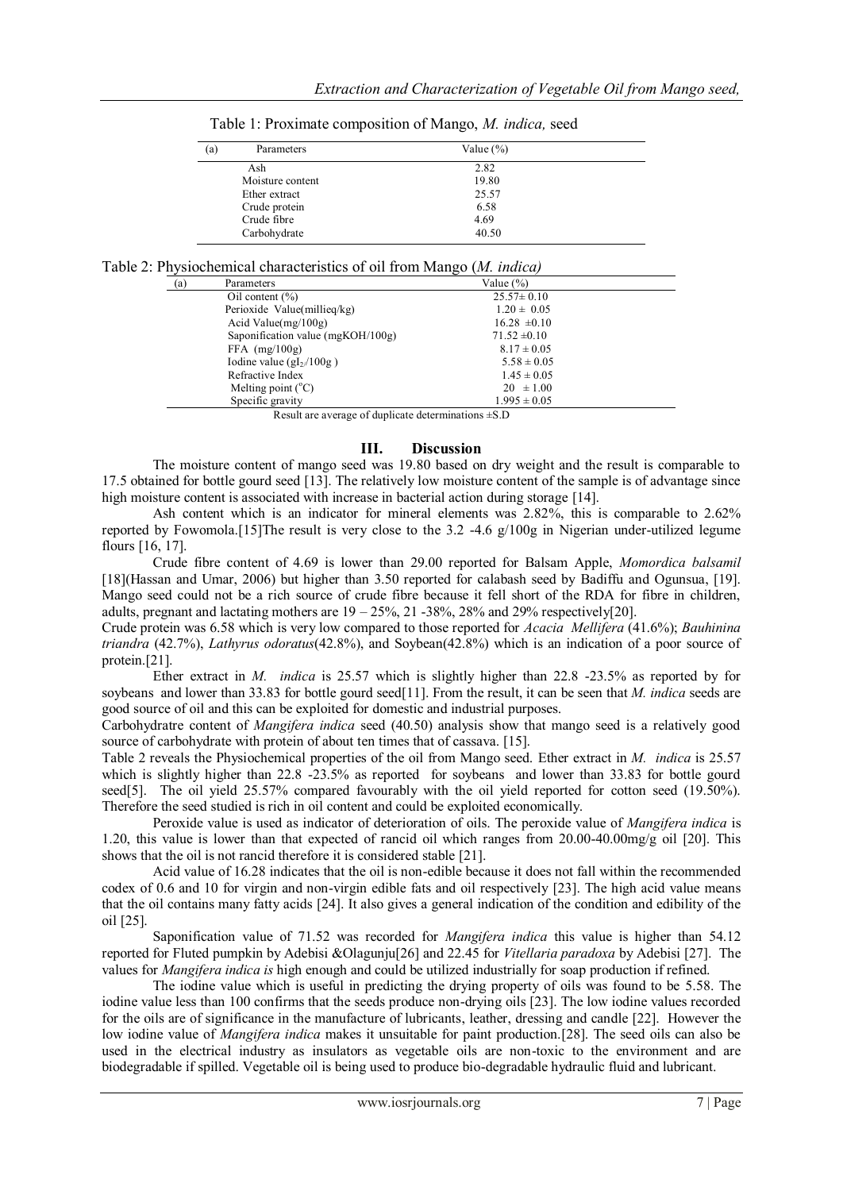Table 1: Proximate composition of Mango, *M. indica,* seed

| (a) | Parameters | Value (%) |
|---|---|---|
| | Ash | 2.82 |
| | Moisture content | 19.80 |
| | Ether extract | 25.57 |
| | Crude protein | 6.58 |
| | Crude fibre | 4.69 |
| | Carbohydrate | 40.50 |

Table 2: Physiochemical characteristics of oil from Mango (*M. indica)*

| (a) | Parameters | Value (%) |
|---|---|---|
| | Oil content (%) | 25.57± 0.10 |
| | Periozide Value(millieq/kg) | 1.20 ± 0.05 |
| | Acid Value(mg/100g) | 16.28 ±0.10 |
| | Saponification value (mgKOH/100g) | 71.52 ±0.10 |
| | FFA (mg/100g) | 8.17 ± 0.05 |
| | Iodine value ($gI_2/100g$ ) | 5.58 ± 0.05 |
| | Refractive Index | 1.45 ± 0.05 |
| | Melting point (°C) | 20 ± 1.00 |
| | Specific gravity | 1.995 ± 0.05 |

Result are average of duplicate determinations ±S.D

## III. Discussion

The moisture content of mango seed was 19.80 based on dry weight and the result is comparable to 17.5 obtained for bottle gourd seed [13]. The relatively low moisture content of the sample is of advantage since high moisture content is associated with increase in bacterial action during storage [14].

Ash content which is an indicator for mineral elements was 2.82%, this is comparable to 2.62% reported by Fowomola.[15]The result is very close to the 3.2 -4.6 g/100g in Nigerian under-utilized legume flours [16, 17].

Crude fibre content of 4.69 is lower than 29.00 reported for Balsam Apple, *Momordica balsamil* [18](Hassan and Umar, 2006) but higher than 3.50 reported for calabash seed by Badiffu and Ogunsua, [19]. Mango seed could not be a rich source of crude fibre because it fell short of the RDA for fibre in children, adults, pregnant and lactating mothers are 19 – 25%, 21 -38%, 28% and 29% respectively[20].

Crude protein was 6.58 which is very low compared to those reported for *Acacia Mellifera* (41.6%); *Bauhinina triandra* (42.7%), *Lathyrus odoratus*(42.8%), and Soybean(42.8%) which is an indication of a poor source of protein.[21].

Ether extract in *M. indica* is 25.57 which is slightly higher than 22.8 -23.5% as reported by for soybeans and lower than 33.83 for bottle gourd seed[11]. From the result, it can be seen that *M. indica* seeds are good source of oil and this can be exploited for domestic and industrial purposes.

Carbohydratre content of *Mangifera indica* seed (40.50) analysis show that mango seed is a relatively good source of carbohydrate with protein of about ten times that of cassava. [15].

Table 2 reveals the Physiochemical properties of the oil from Mango seed. Ether extract in *M. indica* is 25.57 which is slightly higher than 22.8 -23.5% as reported for soybeans and lower than 33.83 for bottle gourd seed[5]. The oil yield 25.57% compared favourably with the oil yield reported for cotton seed (19.50%). Therefore the seed studied is rich in oil content and could be exploited economically.

Peroxide value is used as indicator of deterioration of oils. The peroxide value of *Mangifera indica* is 1.20, this value is lower than that expected of rancid oil which ranges from 20.00-40.00mg/g oil [20]. This shows that the oil is not rancid therefore it is considered stable [21].

Acid value of 16.28 indicates that the oil is non-edible because it does not fall within the recommended codex of 0.6 and 10 for virgin and non-virgin edible fats and oil respectively [23]. The high acid value means that the oil contains many fatty acids [24]. It also gives a general indication of the condition and edibility of the oil [25].

Saponification value of 71.52 was recorded for *Mangifera indica* this value is higher than 54.12 reported for Fluted pumpkin by Adebisi &Olagunju[26] and 22.45 for *Vitellaria paradoxa* by Adebisi [27]. The values for *Mangifera indica is* high enough and could be utilized industrially for soap production if refined.

The iodine value which is useful in predicting the drying property of oils was found to be 5.58. The iodine value less than 100 confirms that the seeds produce non-drying oils [23]. The low iodine values recorded for the oils are of significance in the manufacture of lubricants, leather, dressing and candle [22]. However the low iodine value of *Mangifera indica* makes it unsuitable for paint production.[28]. The seed oils can also be used in the electrical industry as insulators as vegetable oils are non-toxic to the environment and are biodegradable if spilled. Vegetable oil is being used to produce bio-degradable hydraulic fluid and lubricant.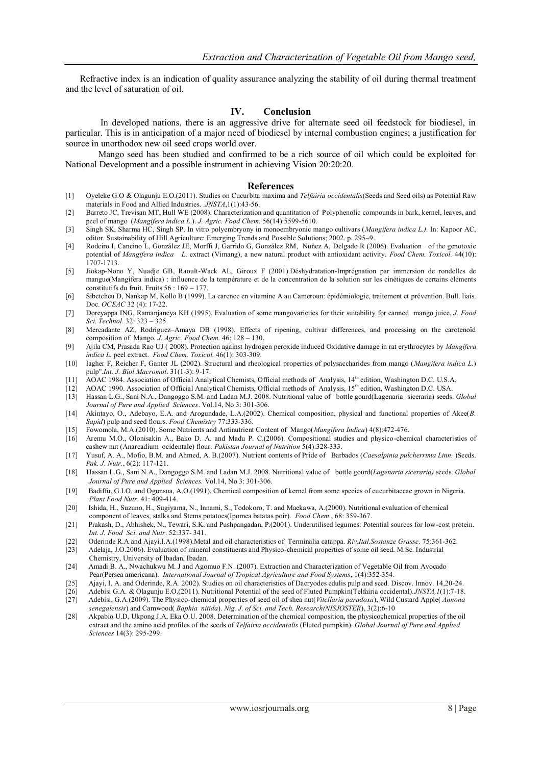Refractive index is an indication of quality assurance analyzing the stability of oil during thermal treatment and the level of saturation of oil.

## IV. Conclusion

In developed nations, there is an aggressive drive for alternate seed oil feedstock for biodiesel, in particular. This is in anticipation of a major need of biodiesel by internal combustion engines; a justification for source in unorthodox new oil seed crops world over.

Mango seed has been studied and confirmed to be a rich source of oil which could be exploited for National Development and a possible instrument in achieving Vision 20:20:20.

## References

[1] Oyeleke G.O & Olagunju E.O.(2011). Studies on Cucurbita maxima and *Telfairia occidentalis*(Seeds and Seed oils) as Potential Raw materials in Food and Allied Industries. *JNSTA*,1(1):43-56.

[2] Barreto JC, Trevisan MT, Hull WE (2008). Characterization and quantitation of Polyphenolic compounds in bark, kernel, leaves, and peel of mango (*Mangifera indica L.*). *J. Agric. Food Chem.* 56(14):5599-5610.

[3] Singh SK, Sharma HC, Singh SP. In vitro polyembryony in monoembryonic mango cultivars (*Mangifera indica L.).* In: Kapoor AC, editor. Sustainability of Hill Agriculture: Emerging Trends and Possible Solutions; 2002. p. 295–9.

[4] Rodeiro I, Cancino L, González JE, Morffi J, Garrido G, González RM, Nuñez A, Delgado R (2006). Evaluation of the genotoxic potential of *Mangifera indica L.* extract (Vimang), a new natural product with antioxidant activity. *Food Chem. Toxicol.* 44(10): 1707-1713.

[5] Jiokap-Nono Y, Nuadje GB, Raoult-Wack AL, Giroux F (2001).Déshydratation-Imprégnation par immersion de rondelles de mangue(Mangifera indica) : influence de la température et de la concentration de la solution sur les cinétiques de certains éléments constitutifs du fruit. Fruits 56 : 169 – 177.

[6] Sibetcheu D, Nankap M, Kollo B (1999). La carence en vitamine A au Cameroun: épidémiologie, traitement et prévention. Bull. liais. Doc. *OCEAC* 32 (4): 17-22.

[7] Doreyappa ING, Ramanjaneya KH (1995). Evaluation of some mangovarieties for their suitability for canned mango juice. *J. Food Sci. Technol*. 32: 323 – 325.

[8] Mercadante AZ, Rodriguez–Amaya DB (1998). Effects of ripening, cultivar differences, and processing on the carotenoïd composition of Mango. *J. Agric. Food Chem.* 46: 128 – 130.

[9] Ajila CM, Prasada Rao UJ ( 2008). Protection against hydrogen peroxide induced Oxidative damage in rat erythrocytes by *Mangifera indica L.* peel extract. *Food Chem. Toxicol.* 46(1): 303-309.

[10] Iagher F, Reicher F, Ganter JL (2002). Structural and rheological properties of polysaccharides from mango (*Mangifera indica L.*) pulp".*Int. J. Biol Macromol*. 31(1-3): 9-17.

[11] AOAC 1984. Association of Official Analytical Chemists, Official methods of Analysis, 14th edition, Washington D.C. U.S.A.

[12] AOAC 1990. Association of Official Analytical Chemists, Official methods of Analysis, 15th edition, Washington D.C. USA.

[13] Hassan L.G., Sani N.A., Dangoggo S.M. and Ladan M.J. 2008. Nutritional value of bottle gourd(Lagenaria siceraria) seeds. *Global Journal of Pure and Applied Sciences*. Vol.14, No 3: 301-306.

[14] Akintayo, O., Adebayo, E.A. and Arogundade, L.A.(2002). Chemical composition, physical and functional properties of Akee(*B. Sapid*) pulp and seed flours. *Food Chemistry* 77:333-336.

[15] Fowomola, M.A.(2010). Some Nutrients and Antinutrient Content of Mango(*Mangifera Indica*) 4(8):472-476.

[16] Aremu M.O., Olonisakin A., Bako D. A. and Madu P. C.(2006). Compositional studies and physico-chemical characteristics of cashew nut (Anarcadium ocidentale) flour. *Pakistan Journal of Nutrition* 5(4):328-333.

[17] Yusuf, A. A., Mofio, B.M. and Ahmed, A. B.(2007). Nutrient contents of Pride of Barbados (*Caesalpinia pulcherrima Linn.* )Seeds. *Pak. J. Nutr.*, 6(2): 117-121.

[18] Hassan L.G., Sani N.A., Dangoggo S.M. and Ladan M.J. 2008. Nutritional value of bottle gourd(*Lagenaria siceraria)* seeds. *Global Journal of Pure and Applied Sciences.* Vol.14, No 3: 301-306.

[19] Badiffu, G.I.O. and Ogunsua, A.O.(1991). Chemical composition of kernel from some species of cucurbitaceae grown in Nigeria. *Plant Food Nutr*. 41: 409-414.

[20] Ishida, H., Suzuno, H., Sugiyama, N., Innami, S., Todokoro, T. and Maekawa, A.(2000). Nutritional evaluation of chemical component of leaves, stalks and Stems potatoes(Ipomea batatas poir). *Food Chem.*, 68: 359-367.

[21] Prakash, D., Abhishek, N., Tewari, S.K. and Pushpangadan, P.(2001). Underutilised legumes: Potential sources for low-cost protein. *Int. J. Food Sci. and Nutr*. 52:337- 341.

[22] Oderinde R.A and Ajayi.I.A.(1998).Metal and oil characteristics of Terminalia catappa. *Riv.Ital.Sostanze Grasse*. 75:361-362.

[23] Adelaja, J.O.2006). Evaluation of mineral constituents and Physico-chemical properties of some oil seed. M.Sc. Industrial Chemistry, University of Ibadan, Ibadan.

[24] Amadi B. A., Nwachukwu M. J and Agomuo F.N. (2007). Extraction and Characterization of Vegetable Oil from Avocado Pear(Persea americana). *International Journal of Tropical Agriculture and Food Systems*, 1(4):352-354.

[25] Ajayi, I. A. and Oderinde, R.A. 2002). Studies on oil characteristics of Dacryodes edulis pulp and seed. Discov. Innov. 14,20-24.

[26] Adebisi G.A. & Olagunju E.O.(2011). Nutritional Potential of the seed of Fluted Pumpkin(Telfairia occidental).*JNSTA,1*(1):7-18.

[27] Adebisi, G.A.(2009). The Physico-chemical properties of seed oil of shea nut(*Vitellaria paradoxa*), Wild Custard Apple( *Annona senegalensis*) and Camwood( *Baphia nitida*). *Nig. J. of Sci. and Tech. Research(NISJOSTER*), 3(2):6-10

[28] Akpabio U.D, Ukpong J.A, Eka O.U. 2008. Determination of the chemical composition, the physicochemical properties of the oil extract and the amino acid profiles of the seeds of *Telfairia occidentalis* (Fluted pumpkin). *Global Journal of Pure and Applied Sciences* 14(3): 295-299.